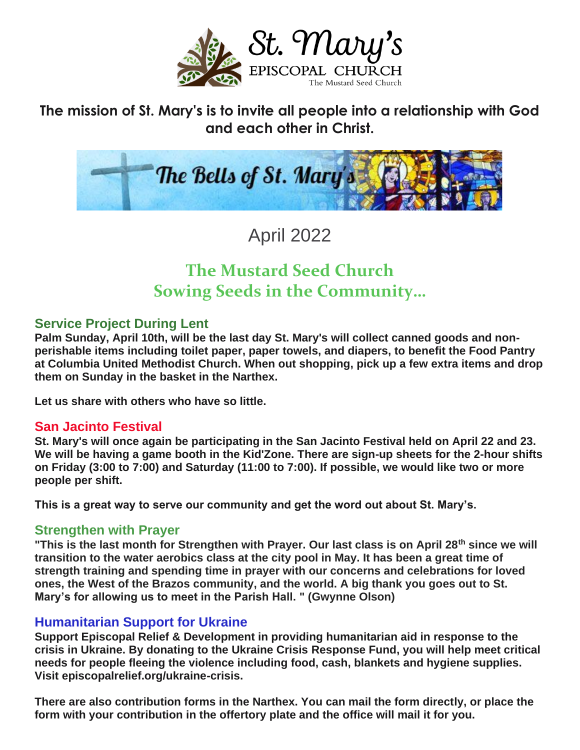# St. Mary's

EPISCOPAL CHURCH

The Mustard Seed Church

**The mission of St. Mary's is to invite all people into a relationship with God and each other in Christ.**

The Bells of St. Mary's

April 2022

## The Mustard Seed Church
## Sowing Seeds in the Community…

### Service Project During Lent

**Palm Sunday, April 10th, will be the last day St. Mary's will collect canned goods and non-perishable items including toilet paper, paper towels, and diapers, to benefit the Food Pantry at Columbia United Methodist Church. When out shopping, pick up a few extra items and drop them on Sunday in the basket in the Narthex.**

**Let us share with others who have so little.**

### San Jacinto Festival

**St. Mary's will once again be participating in the San Jacinto Festival held on April 22 and 23. We will be having a game booth in the Kid'Zone. There are sign-up sheets for the 2-hour shifts on Friday (3:00 to 7:00) and Saturday (11:00 to 7:00). If possible, we would like two or more people per shift.**

**This is a great way to serve our community and get the word out about St. Mary's.**

### Strengthen with Prayer

**"This is the last month for Strengthen with Prayer. Our last class is on April 28th since we will transition to the water aerobics class at the city pool in May. It has been a great time of strength training and spending time in prayer with our concerns and celebrations for loved ones, the West of the Brazos community, and the world. A big thank you goes out to St. Mary's for allowing us to meet in the Parish Hall. " (Gwynne Olson)**

### Humanitarian Support for Ukraine

**Support Episcopal Relief & Development in providing humanitarian aid in response to the crisis in Ukraine. By donating to the Ukraine Crisis Response Fund, you will help meet critical needs for people fleeing the violence including food, cash, blankets and hygiene supplies. Visit episcopalrelief.org/ukraine-crisis.**

**There are also contribution forms in the Narthex. You can mail the form directly, or place the form with your contribution in the offertory plate and the office will mail it for you.**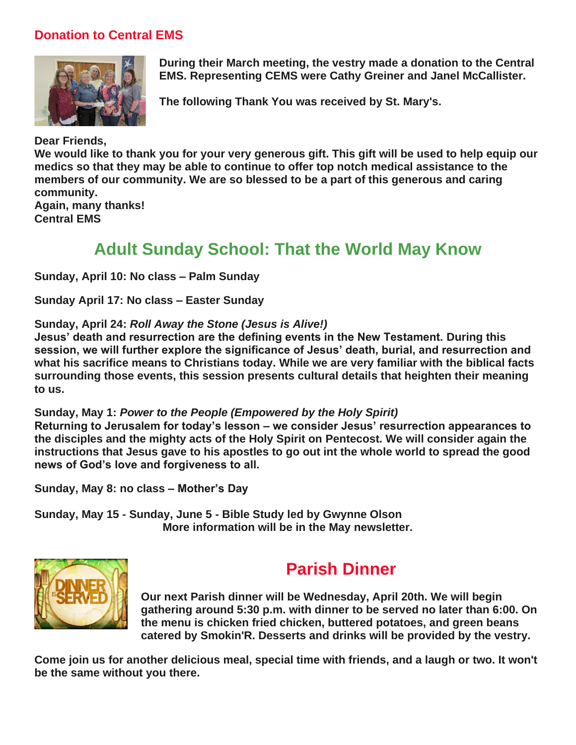## Donation to Central EMS

**During their March meeting, the vestry made a donation to the Central EMS. Representing CEMS were Cathy Greiner and Janel McCallister.**

**The following Thank You was received by St. Mary's.**

**Dear Friends,**
**We would like to thank you for your very generous gift. This gift will be used to help equip our medics so that they may be able to continue to offer top notch medical assistance to the members of our community. We are so blessed to be a part of this generous and caring community.**
**Again, many thanks!**
**Central EMS**

# Adult Sunday School: That the World May Know

**Sunday, April 10: No class – Palm Sunday**

**Sunday April 17: No class – Easter Sunday**

**Sunday, April 24: *Roll Away the Stone (Jesus is Alive!)***
**Jesus' death and resurrection are the defining events in the New Testament. During this session, we will further explore the significance of Jesus' death, burial, and resurrection and what his sacrifice means to Christians today. While we are very familiar with the biblical facts surrounding those events, this session presents cultural details that heighten their meaning to us.**

**Sunday, May 1: *Power to the People (Empowered by the Holy Spirit)***
**Returning to Jerusalem for today's lesson – we consider Jesus' resurrection appearances to the disciples and the mighty acts of the Holy Spirit on Pentecost. We will consider again the instructions that Jesus gave to his apostles to go out int the whole world to spread the good news of God's love and forgiveness to all.**

**Sunday, May 8: no class – Mother's Day**

**Sunday, May 15 - Sunday, June 5 - Bible Study led by Gwynne Olson**
**More information will be in the May newsletter.**

## Parish Dinner

**Our next Parish dinner will be Wednesday, April 20th. We will begin gathering around 5:30 p.m. with dinner to be served no later than 6:00. On the menu is chicken fried chicken, buttered potatoes, and green beans catered by Smokin'R. Desserts and drinks will be provided by the vestry.**

**Come join us for another delicious meal, special time with friends, and a laugh or two. It won't be the same without you there.**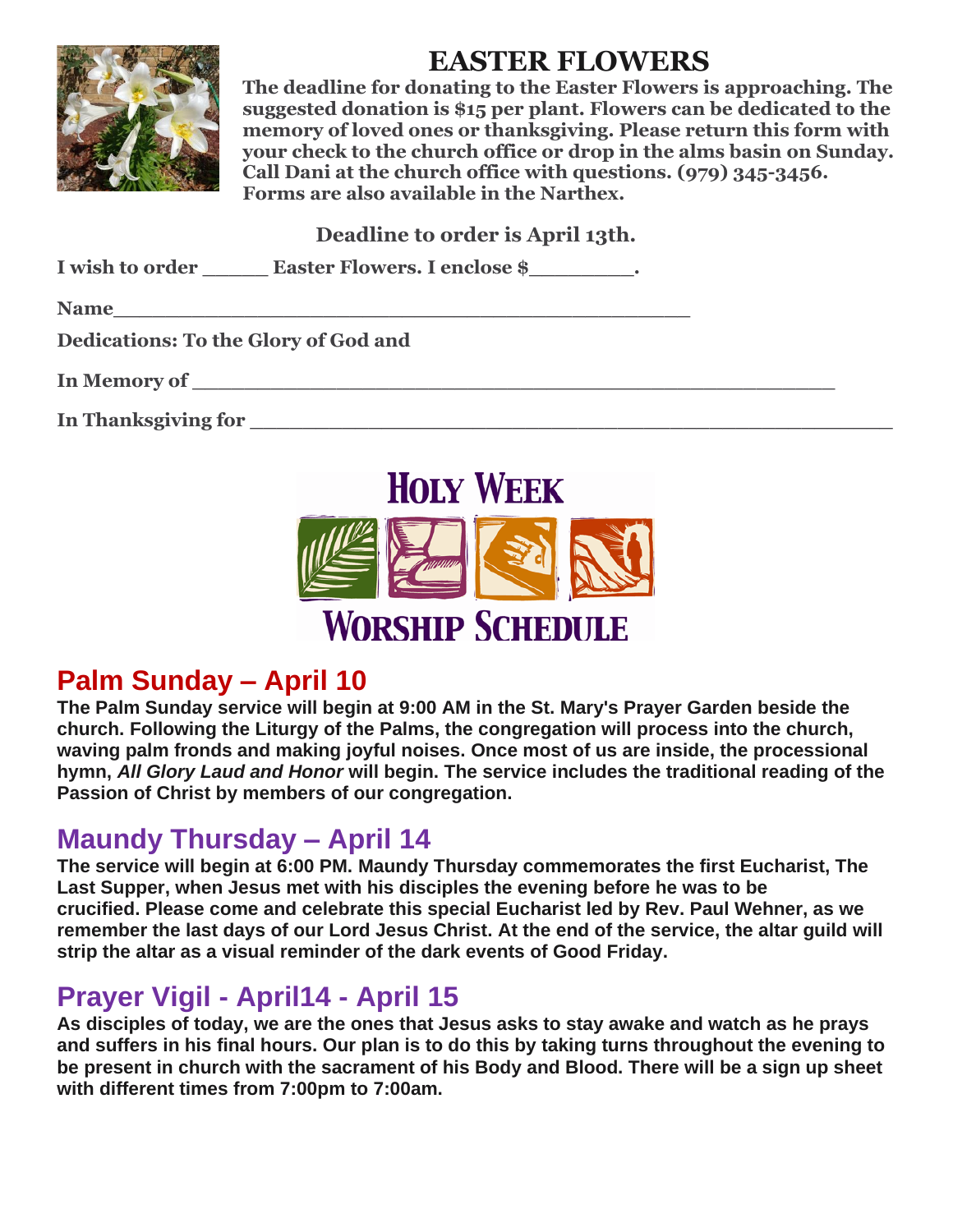# EASTER FLOWERS

**The deadline for donating to the Easter Flowers is approaching. The suggested donation is $15 per plant. Flowers can be dedicated to the memory of loved ones or thanksgiving. Please return this form with your check to the church office or drop in the alms basin on Sunday. Call Dani at the church office with questions. (979) 345-3456. Forms are also available in the Narthex.**

**Deadline to order is April 13th.**

**I wish to order _____ Easter Flowers. I enclose $_________.**

**Name_________________________________________________**

**Dedications: To the Glory of God and**

**In Memory of ______________________________________________________**

**In Thanksgiving for ______________________________________________________**

# HOLY WEEK WORSHIP SCHEDULE

## Palm Sunday – April 10

**The Palm Sunday service will begin at 9:00 AM in the St. Mary's Prayer Garden beside the church. Following the Liturgy of the Palms, the congregation will process into the church, waving palm fronds and making joyful noises. Once most of us are inside, the processional hymn, *All Glory Laud and Honor* will begin. The service includes the traditional reading of the Passion of Christ by members of our congregation.**

## Maundy Thursday – April 14

**The service will begin at 6:00 PM. Maundy Thursday commemorates the first Eucharist, The Last Supper, when Jesus met with his disciples the evening before he was to be crucified. Please come and celebrate this special Eucharist led by Rev. Paul Wehner, as we remember the last days of our Lord Jesus Christ. At the end of the service, the altar guild will strip the altar as a visual reminder of the dark events of Good Friday.**

## Prayer Vigil - April14 - April 15

**As disciples of today, we are the ones that Jesus asks to stay awake and watch as he prays and suffers in his final hours. Our plan is to do this by taking turns throughout the evening to be present in church with the sacrament of his Body and Blood. There will be a sign up sheet with different times from 7:00pm to 7:00am.**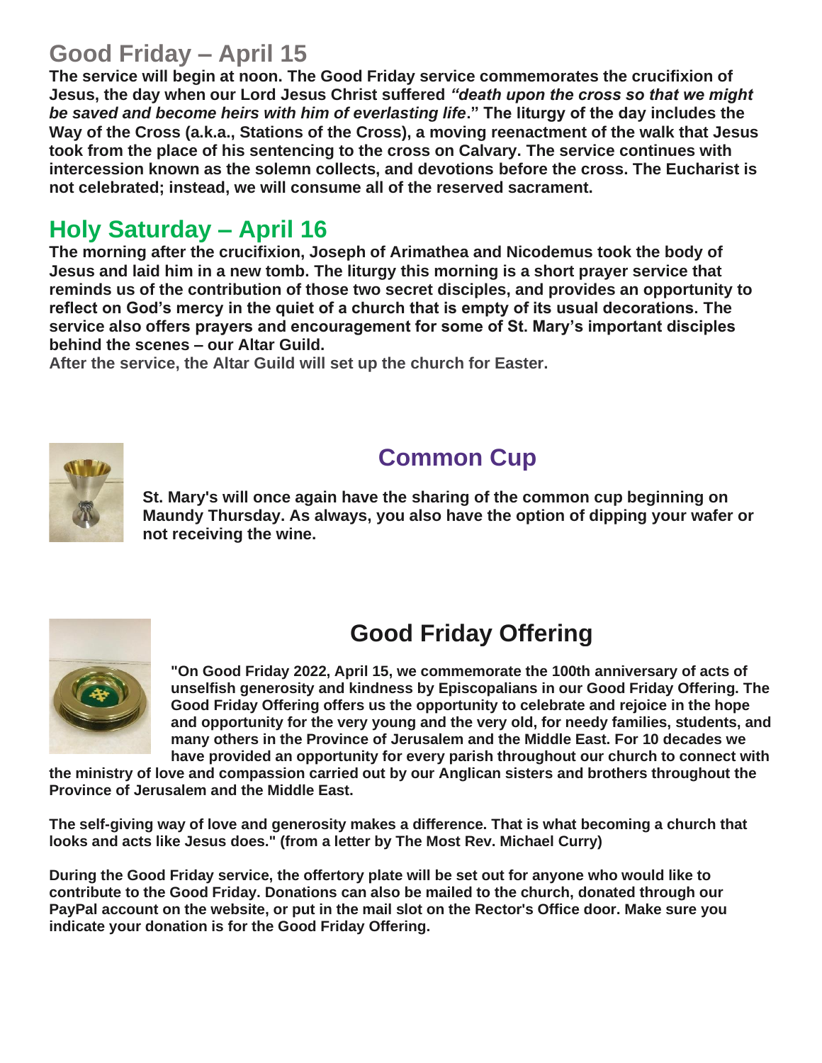## Good Friday – April 15

**The service will begin at noon. The Good Friday service commemorates the crucifixion of Jesus, the day when our Lord Jesus Christ suffered *"death upon the cross so that we might be saved and become heirs with him of everlasting life*." The liturgy of the day includes the Way of the Cross (a.k.a., Stations of the Cross), a moving reenactment of the walk that Jesus took from the place of his sentencing to the cross on Calvary. The service continues with intercession known as the solemn collects, and devotions before the cross. The Eucharist is not celebrated; instead, we will consume all of the reserved sacrament.**

## Holy Saturday – April 16

**The morning after the crucifixion, Joseph of Arimathea and Nicodemus took the body of Jesus and laid him in a new tomb. The liturgy this morning is a short prayer service that reminds us of the contribution of those two secret disciples, and provides an opportunity to reflect on God's mercy in the quiet of a church that is empty of its usual decorations. The service also offers prayers and encouragement for some of St. Mary's important disciples behind the scenes – our Altar Guild.**

**After the service, the Altar Guild will set up the church for Easter.**

## Common Cup

**St. Mary's will once again have the sharing of the common cup beginning on Maundy Thursday. As always, you also have the option of dipping your wafer or not receiving the wine.**

## Good Friday Offering

**"On Good Friday 2022, April 15, we commemorate the 100th anniversary of acts of unselfish generosity and kindness by Episcopalians in our Good Friday Offering. The Good Friday Offering offers us the opportunity to celebrate and rejoice in the hope and opportunity for the very young and the very old, for needy families, students, and many others in the Province of Jerusalem and the Middle East. For 10 decades we have provided an opportunity for every parish throughout our church to connect with the ministry of love and compassion carried out by our Anglican sisters and brothers throughout the Province of Jerusalem and the Middle East.**

**The self-giving way of love and generosity makes a difference. That is what becoming a church that looks and acts like Jesus does." (from a letter by The Most Rev. Michael Curry)**

**During the Good Friday service, the offertory plate will be set out for anyone who would like to contribute to the Good Friday. Donations can also be mailed to the church, donated through our PayPal account on the website, or put in the mail slot on the Rector's Office door. Make sure you indicate your donation is for the Good Friday Offering.**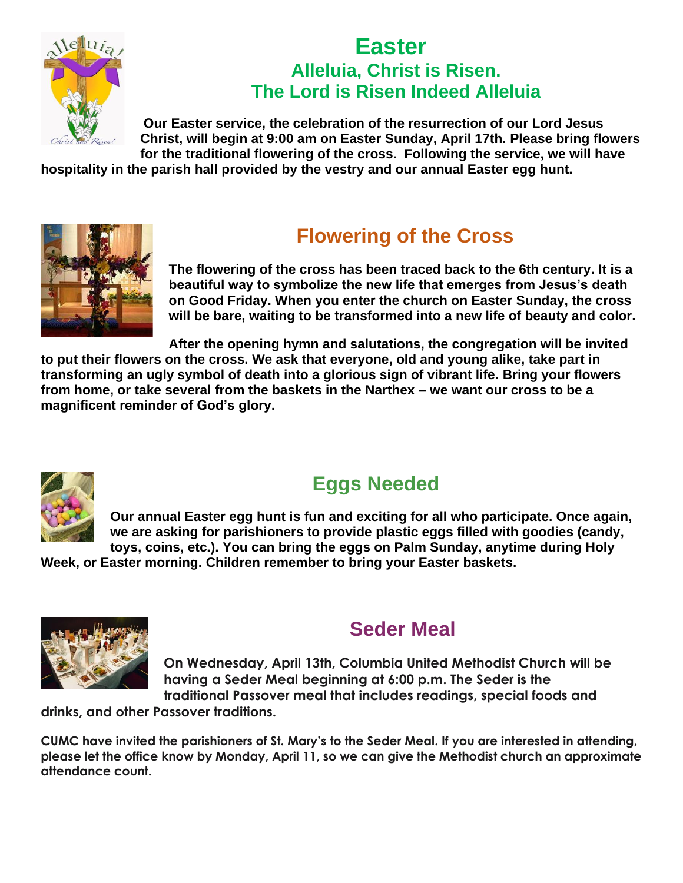# Easter

## Alleluia, Christ is Risen.
## The Lord is Risen Indeed Alleluia

**Our Easter service, the celebration of the resurrection of our Lord Jesus Christ, will begin at 9:00 am on Easter Sunday, April 17th. Please bring flowers for the traditional flowering of the cross. Following the service, we will have hospitality in the parish hall provided by the vestry and our annual Easter egg hunt.**

## Flowering of the Cross

**The flowering of the cross has been traced back to the 6th century. It is a beautiful way to symbolize the new life that emerges from Jesus's death on Good Friday. When you enter the church on Easter Sunday, the cross will be bare, waiting to be transformed into a new life of beauty and color.**

**After the opening hymn and salutations, the congregation will be invited to put their flowers on the cross. We ask that everyone, old and young alike, take part in transforming an ugly symbol of death into a glorious sign of vibrant life. Bring your flowers from home, or take several from the baskets in the Narthex – we want our cross to be a magnificent reminder of God's glory.**

## Eggs Needed

**Our annual Easter egg hunt is fun and exciting for all who participate. Once again, we are asking for parishioners to provide plastic eggs filled with goodies (candy, toys, coins, etc.). You can bring the eggs on Palm Sunday, anytime during Holy Week, or Easter morning. Children remember to bring your Easter baskets.**

## Seder Meal

**On Wednesday, April 13th, Columbia United Methodist Church will be having a Seder Meal beginning at 6:00 p.m. The Seder is the traditional Passover meal that includes readings, special foods and drinks, and other Passover traditions.**

**CUMC have invited the parishioners of St. Mary's to the Seder Meal. If you are interested in attending, please let the office know by Monday, April 11, so we can give the Methodist church an approximate attendance count.**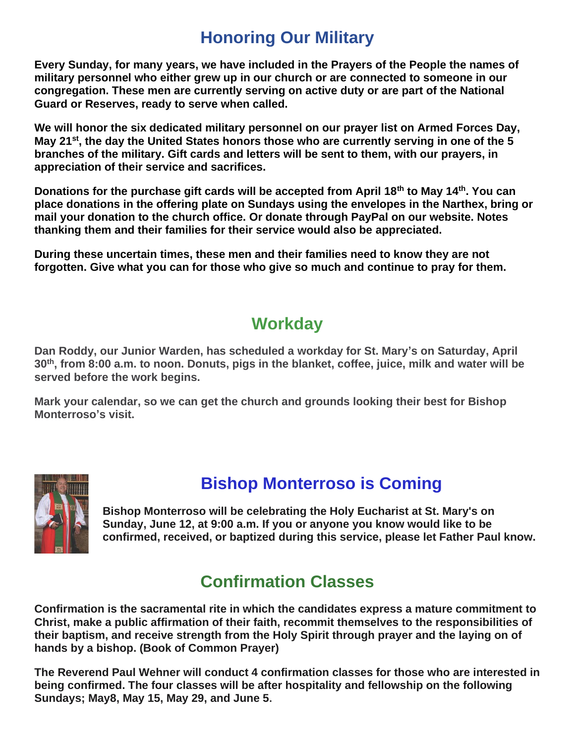# Honoring Our Military

**Every Sunday, for many years, we have included in the Prayers of the People the names of military personnel who either grew up in our church or are connected to someone in our congregation. These men are currently serving on active duty or are part of the National Guard or Reserves, ready to serve when called.**

**We will honor the six dedicated military personnel on our prayer list on Armed Forces Day, May 21st, the day the United States honors those who are currently serving in one of the 5 branches of the military. Gift cards and letters will be sent to them, with our prayers, in appreciation of their service and sacrifices.**

**Donations for the purchase gift cards will be accepted from April 18th to May 14th. You can place donations in the offering plate on Sundays using the envelopes in the Narthex, bring or mail your donation to the church office. Or donate through PayPal on our website. Notes thanking them and their families for their service would also be appreciated.**

**During these uncertain times, these men and their families need to know they are not forgotten. Give what you can for those who give so much and continue to pray for them.**

# Workday

**Dan Roddy, our Junior Warden, has scheduled a workday for St. Mary's on Saturday, April 30th, from 8:00 a.m. to noon. Donuts, pigs in the blanket, coffee, juice, milk and water will be served before the work begins.**

**Mark your calendar, so we can get the church and grounds looking their best for Bishop Monterroso's visit.**

# Bishop Monterroso is Coming

**Bishop Monterroso will be celebrating the Holy Eucharist at St. Mary's on Sunday, June 12, at 9:00 a.m. If you or anyone you know would like to be confirmed, received, or baptized during this service, please let Father Paul know.**

# Confirmation Classes

**Confirmation is the sacramental rite in which the candidates express a mature commitment to Christ, make a public affirmation of their faith, recommit themselves to the responsibilities of their baptism, and receive strength from the Holy Spirit through prayer and the laying on of hands by a bishop. (Book of Common Prayer)**

**The Reverend Paul Wehner will conduct 4 confirmation classes for those who are interested in being confirmed. The four classes will be after hospitality and fellowship on the following Sundays; May8, May 15, May 29, and June 5.**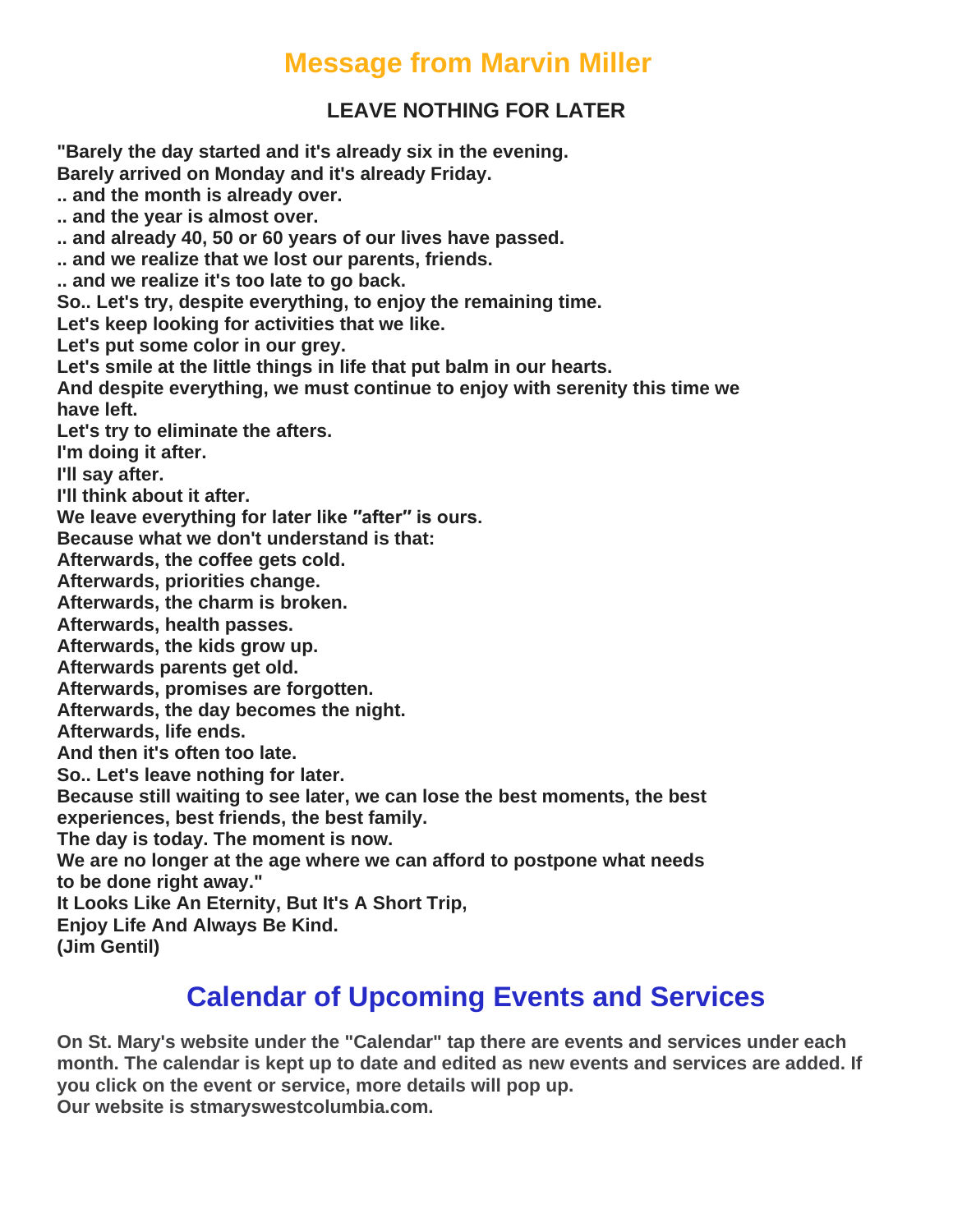# Message from Marvin Miller

## LEAVE NOTHING FOR LATER

**"Barely the day started and it's already six in the evening.**
**Barely arrived on Monday and it's already Friday.**
**.. and the month is already over.**
**.. and the year is almost over.**
**.. and already 40, 50 or 60 years of our lives have passed.**
**.. and we realize that we lost our parents, friends.**
**.. and we realize it's too late to go back.**
**So.. Let's try, despite everything, to enjoy the remaining time.**
**Let's keep looking for activities that we like.**
**Let's put some color in our grey.**
**Let's smile at the little things in life that put balm in our hearts.**
**And despite everything, we must continue to enjoy with serenity this time we have left.**
**Let's try to eliminate the afters.**
**I'm doing it after.**
**I'll say after.**
**I'll think about it after.**
**We leave everything for later like "after" is ours.**
**Because what we don't understand is that:**
**Afterwards, the coffee gets cold.**
**Afterwards, priorities change.**
**Afterwards, the charm is broken.**
**Afterwards, health passes.**
**Afterwards, the kids grow up.**
**Afterwards parents get old.**
**Afterwards, promises are forgotten.**
**Afterwards, the day becomes the night.**
**Afterwards, life ends.**
**And then it's often too late.**
**So.. Let's leave nothing for later.**
**Because still waiting to see later, we can lose the best moments, the best experiences, best friends, the best family.**
**The day is today. The moment is now.**
**We are no longer at the age where we can afford to postpone what needs to be done right away."**
**It Looks Like An Eternity, But It's A Short Trip,**
**Enjoy Life And Always Be Kind.**
**(Jim Gentil)**

# Calendar of Upcoming Events and Services

**On St. Mary's website under the "Calendar" tap there are events and services under each month. The calendar is kept up to date and edited as new events and services are added. If you click on the event or service, more details will pop up.**
**Our website is stmaryswestcolumbia.com.**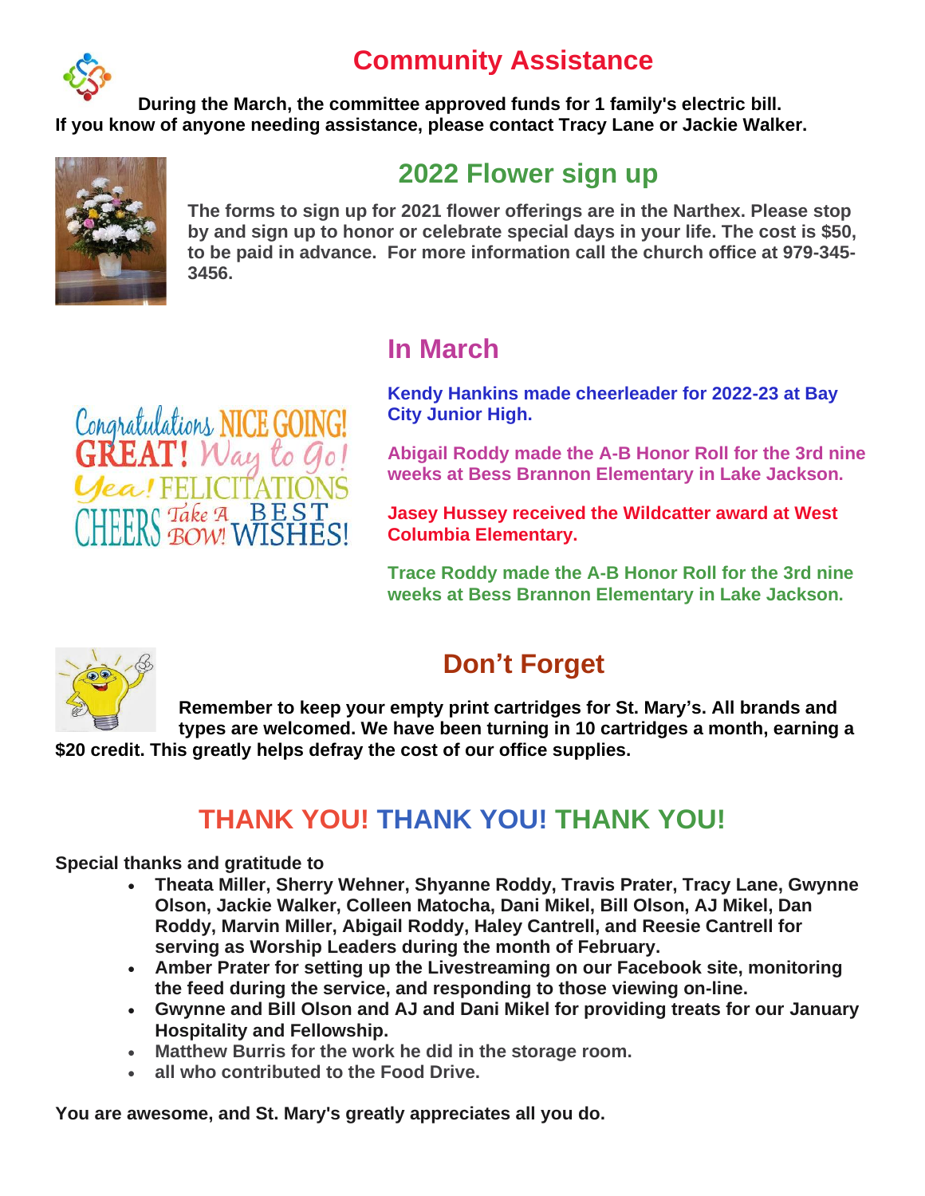# Community Assistance

**During the March, the committee approved funds for 1 family's electric bill.**
**If you know of anyone needing assistance, please contact Tracy Lane or Jackie Walker.**

## 2022 Flower sign up

**The forms to sign up for 2021 flower offerings are in the Narthex. Please stop by and sign up to honor or celebrate special days in your life. The cost is $50, to be paid in advance. For more information call the church office at 979-345-3456.**

## In March

**Kendy Hankins made cheerleader for 2022-23 at Bay City Junior High.**

**Abigail Roddy made the A-B Honor Roll for the 3rd nine weeks at Bess Brannon Elementary in Lake Jackson.**

**Jasey Hussey received the Wildcatter award at West Columbia Elementary.**

**Trace Roddy made the A-B Honor Roll for the 3rd nine weeks at Bess Brannon Elementary in Lake Jackson.**

## Don't Forget

**Remember to keep your empty print cartridges for St. Mary's. All brands and types are welcomed. We have been turning in 10 cartridges a month, earning a $20 credit. This greatly helps defray the cost of our office supplies.**

## THANK YOU! THANK YOU! THANK YOU!

**Special thanks and gratitude to**

- **Theata Miller, Sherry Wehner, Shyanne Roddy, Travis Prater, Tracy Lane, Gwynne Olson, Jackie Walker, Colleen Matocha, Dani Mikel, Bill Olson, AJ Mikel, Dan Roddy, Marvin Miller, Abigail Roddy, Haley Cantrell, and Reesie Cantrell for serving as Worship Leaders during the month of February.**
- **Amber Prater for setting up the Livestreaming on our Facebook site, monitoring the feed during the service, and responding to those viewing on-line.**
- **Gwynne and Bill Olson and AJ and Dani Mikel for providing treats for our January Hospitality and Fellowship.**
- **Matthew Burris for the work he did in the storage room.**
- **all who contributed to the Food Drive.**

**You are awesome, and St. Mary's greatly appreciates all you do.**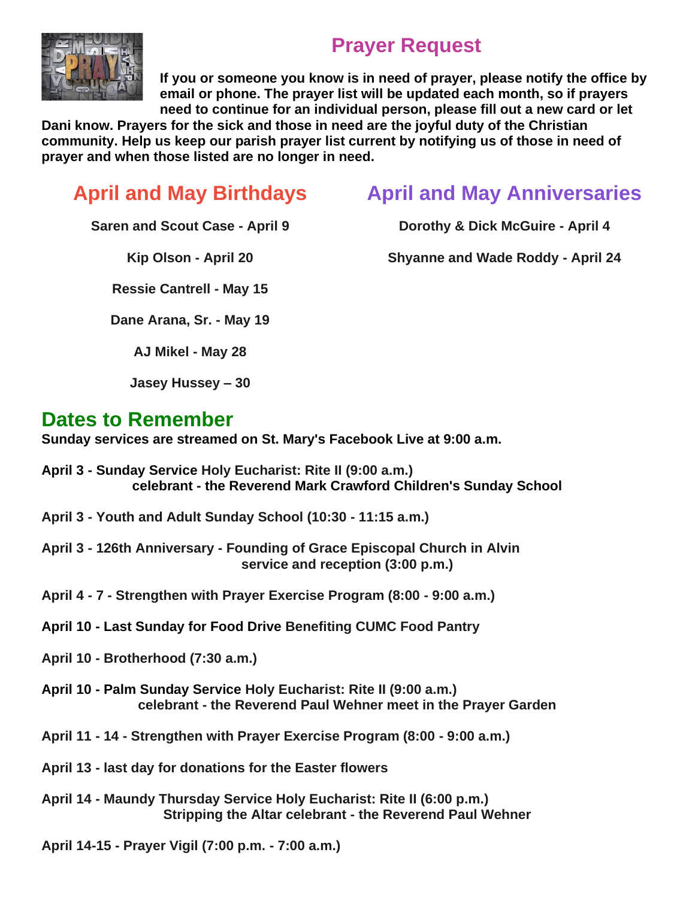## Prayer Request

**If you or someone you know is in need of prayer, please notify the office by email or phone. The prayer list will be updated each month, so if prayers need to continue for an individual person, please fill out a new card or let Dani know. Prayers for the sick and those in need are the joyful duty of the Christian community. Help us keep our parish prayer list current by notifying us of those in need of prayer and when those listed are no longer in need.**

## April and May Birthdays

**Saren and Scout Case - April 9**

**Kip Olson - April 20**

**Ressie Cantrell - May 15**

**Dane Arana, Sr. - May 19**

**AJ Mikel - May 28**

**Jasey Hussey – 30**

## April and May Anniversaries

**Dorothy & Dick McGuire - April 4**

**Shyanne and Wade Roddy - April 24**

## Dates to Remember

**Sunday services are streamed on St. Mary's Facebook Live at 9:00 a.m.**

**April 3 - Sunday Service Holy Eucharist: Rite II (9:00 a.m.)**
**celebrant - the Reverend Mark Crawford Children's Sunday School**

**April 3 - Youth and Adult Sunday School (10:30 - 11:15 a.m.)**

**April 3 - 126th Anniversary - Founding of Grace Episcopal Church in Alvin**
**service and reception (3:00 p.m.)**

**April 4 - 7 - Strengthen with Prayer Exercise Program (8:00 - 9:00 a.m.)**

**April 10 - Last Sunday for Food Drive Benefiting CUMC Food Pantry**

**April 10 - Brotherhood (7:30 a.m.)**

**April 10 - Palm Sunday Service Holy Eucharist: Rite II (9:00 a.m.)**
**celebrant - the Reverend Paul Wehner meet in the Prayer Garden**

**April 11 - 14 - Strengthen with Prayer Exercise Program (8:00 - 9:00 a.m.)**

**April 13 - last day for donations for the Easter flowers**

**April 14 - Maundy Thursday Service Holy Eucharist: Rite II (6:00 p.m.)**
**Stripping the Altar celebrant - the Reverend Paul Wehner**

**April 14-15 - Prayer Vigil (7:00 p.m. - 7:00 a.m.)**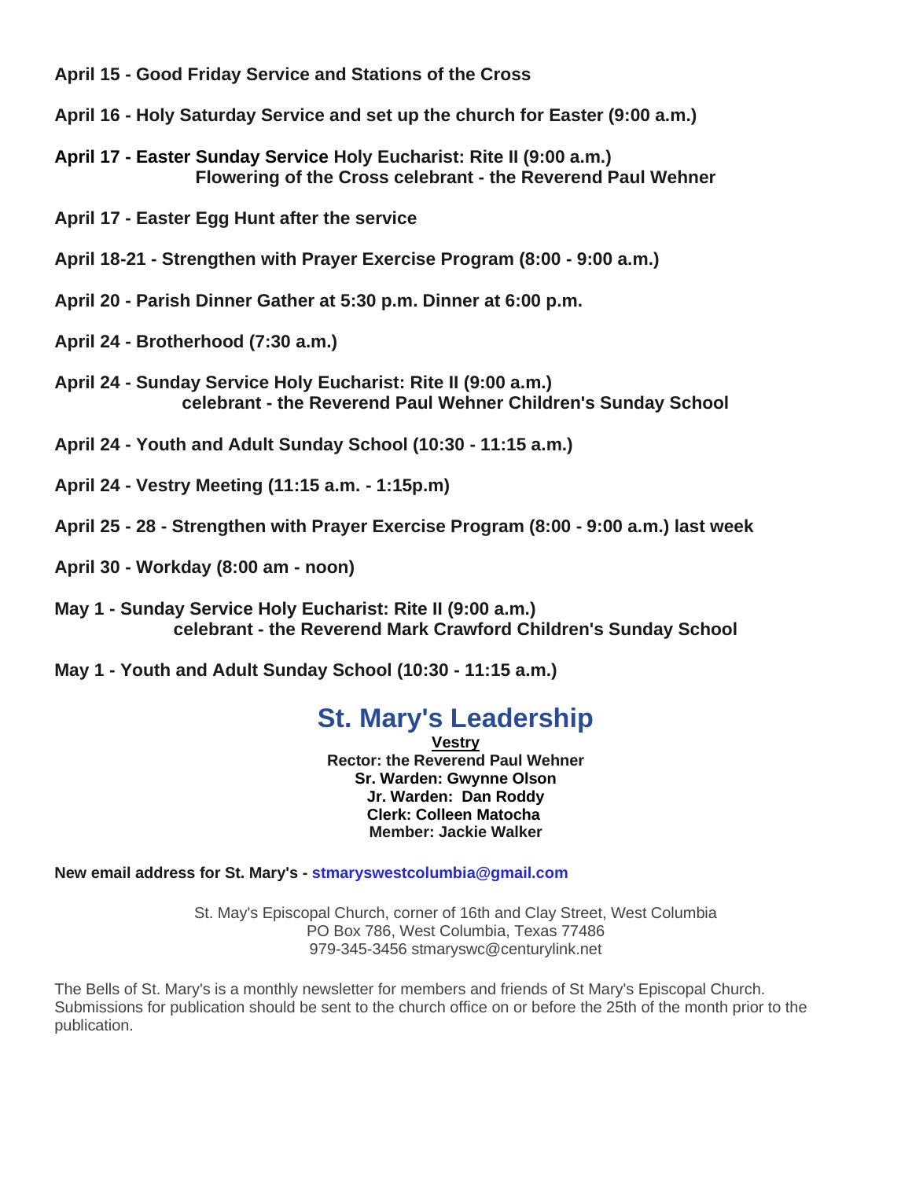**April 15 - Good Friday Service and Stations of the Cross**

**April 16 - Holy Saturday Service and set up the church for Easter (9:00 a.m.)**

**April 17 - Easter Sunday Service Holy Eucharist: Rite II (9:00 a.m.)**
**Flowering of the Cross celebrant - the Reverend Paul Wehner**

**April 17 - Easter Egg Hunt after the service**

**April 18-21 - Strengthen with Prayer Exercise Program (8:00 - 9:00 a.m.)**

**April 20 - Parish Dinner Gather at 5:30 p.m. Dinner at 6:00 p.m.**

**April 24 - Brotherhood (7:30 a.m.)**

**April 24 - Sunday Service Holy Eucharist: Rite II (9:00 a.m.)**
**celebrant - the Reverend Paul Wehner Children's Sunday School**

**April 24 - Youth and Adult Sunday School (10:30 - 11:15 a.m.)**

**April 24 - Vestry Meeting (11:15 a.m. - 1:15p.m)**

**April 25 - 28 - Strengthen with Prayer Exercise Program (8:00 - 9:00 a.m.) last week**

**April 30 - Workday (8:00 am - noon)**

**May 1 - Sunday Service Holy Eucharist: Rite II (9:00 a.m.)**
**celebrant - the Reverend Mark Crawford Children's Sunday School**

**May 1 - Youth and Adult Sunday School (10:30 - 11:15 a.m.)**

## St. Mary's Leadership

**Vestry**
**Rector: the Reverend Paul Wehner**
**Sr. Warden: Gwynne Olson**
**Jr. Warden: Dan Roddy**
**Clerk: Colleen Matocha**
**Member: Jackie Walker**

**New email address for St. Mary's - stmaryswestcolumbia@gmail.com**

St. May's Episcopal Church, corner of 16th and Clay Street, West Columbia
PO Box 786, West Columbia, Texas 77486
979-345-3456 stmaryswc@centurylink.net

The Bells of St. Mary's is a monthly newsletter for members and friends of St Mary's Episcopal Church. Submissions for publication should be sent to the church office on or before the 25th of the month prior to the publication.